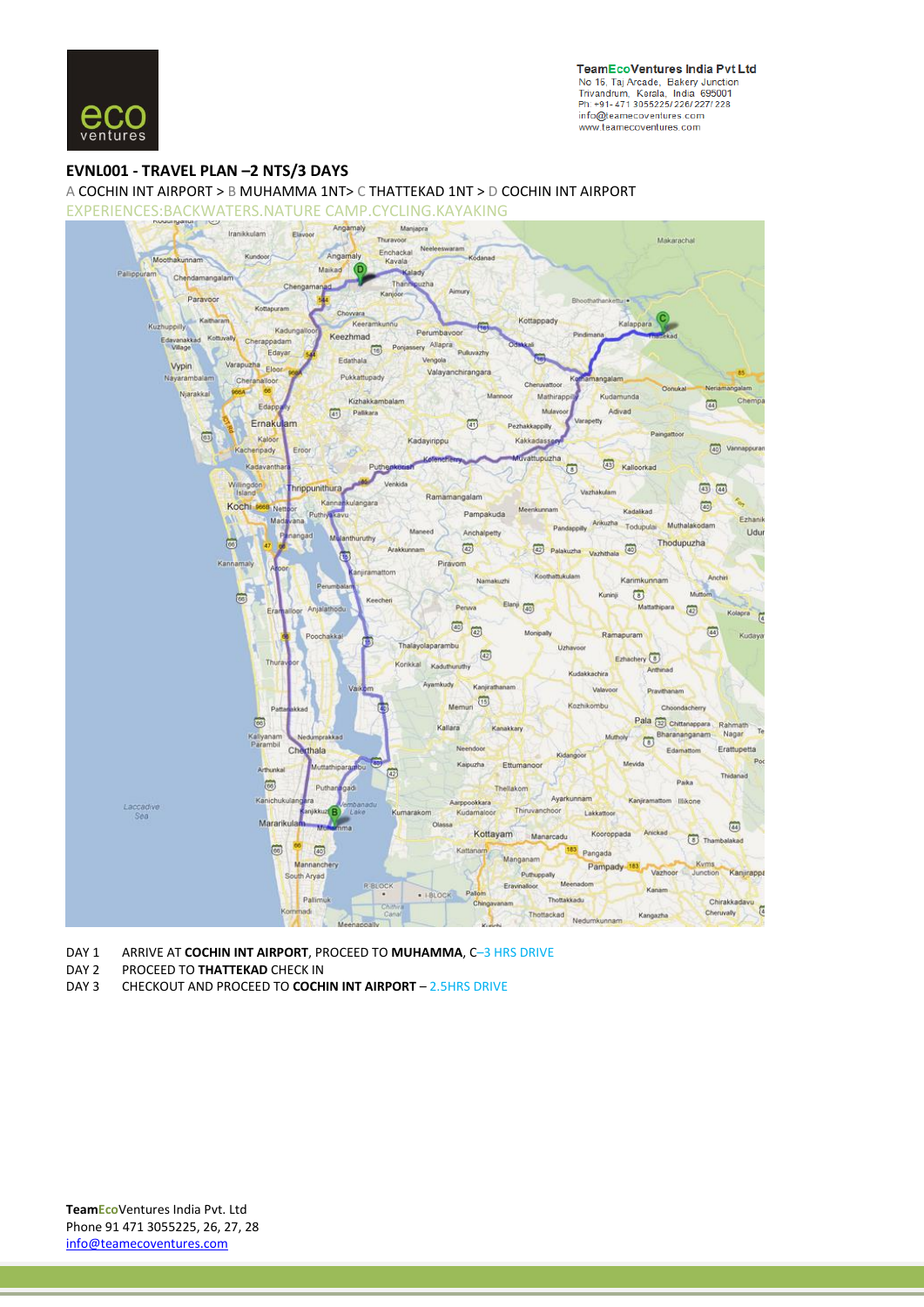**TeamEcoVentures India Pvt Ltd**
No 15, Taj Arcade, Bakery Junction
Trivandrum, Kerala, India 695001
Ph: +91- 471 3055225/ 226/ 227/ 228
info@teamecoventures.com
www.teamecoventures.com

## EVNL001 - TRAVEL PLAN –2 NTS/3 DAYS

A COCHIN INT AIRPORT > B MUHAMMA 1NT> C THATTEKAD 1NT > D COCHIN INT AIRPORT

EXPERIENCES:BACKWATERS.NATURE CAMP.CYCLING.KAYAKING

DAY 1 ARRIVE AT **COCHIN INT AIRPORT**, PROCEED TO **MUHAMMA**, C–3 HRS DRIVE

DAY 2 PROCEED TO **THATTEKAD** CHECK IN

DAY 3 CHECKOUT AND PROCEED TO **COCHIN INT AIRPORT** – 2.5HRS DRIVE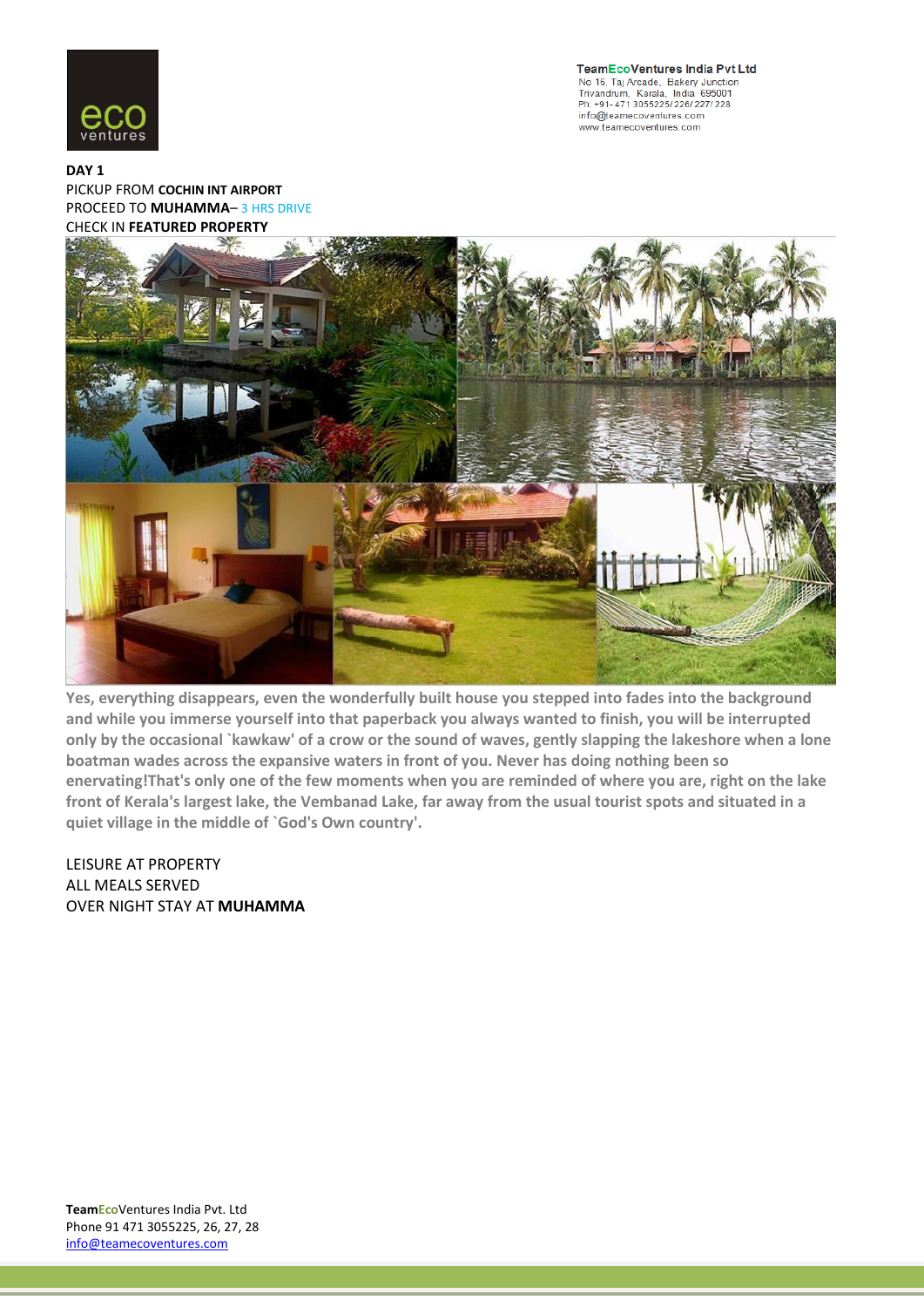**DAY 1**

PICKUP FROM **COCHIN INT AIRPORT**

PROCEED TO **MUHAMMA**– 3 HRS DRIVE

CHECK IN **FEATURED PROPERTY**

**Yes, everything disappears, even the wonderfully built house you stepped into fades into the background and while you immerse yourself into that paperback you always wanted to finish, you will be interrupted only by the occasional `kawkaw' of a crow or the sound of waves, gently slapping the lakeshore when a lone boatman wades across the expansive waters in front of you. Never has doing nothing been so enervating!That's only one of the few moments when you are reminded of where you are, right on the lake front of Kerala's largest lake, the Vembanad Lake, far away from the usual tourist spots and situated in a quiet village in the middle of `God's Own country'.**

LEISURE AT PROPERTY

ALL MEALS SERVED

OVER NIGHT STAY AT **MUHAMMA**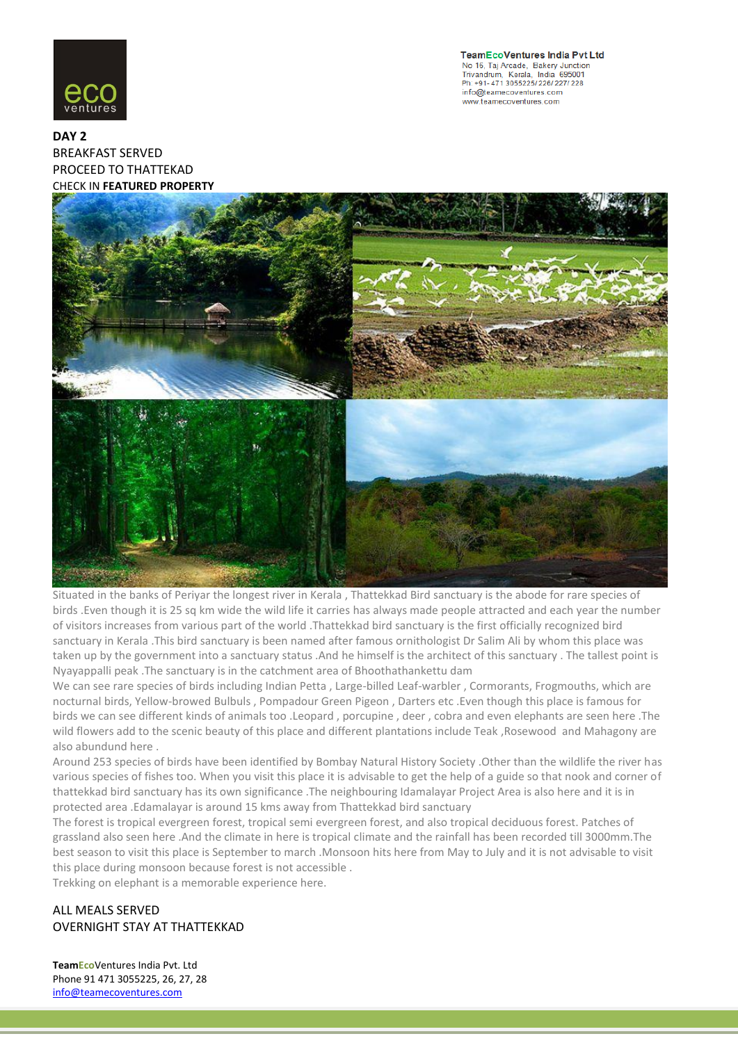**DAY 2**

BREAKFAST SERVED

PROCEED TO THATTEKAD

CHECK IN **FEATURED PROPERTY**

Situated in the banks of Periyar the longest river in Kerala , Thattekkad Bird sanctuary is the abode for rare species of birds .Even though it is 25 sq km wide the wild life it carries has always made people attracted and each year the number of visitors increases from various part of the world .Thattekkad bird sanctuary is the first officially recognized bird sanctuary in Kerala .This bird sanctuary is been named after famous ornithologist Dr Salim Ali by whom this place was taken up by the government into a sanctuary status .And he himself is the architect of this sanctuary . The tallest point is Nyayappalli peak .The sanctuary is in the catchment area of Bhoothathankettu dam

We can see rare species of birds including Indian Petta , Large-billed Leaf-warbler , Cormorants, Frogmouths, which are nocturnal birds, Yellow-browed Bulbuls , Pompadour Green Pigeon , Darters etc .Even though this place is famous for birds we can see different kinds of animals too .Leopard , porcupine , deer , cobra and even elephants are seen here .The wild flowers add to the scenic beauty of this place and different plantations include Teak ,Rosewood and Mahagony are also abundund here .

Around 253 species of birds have been identified by Bombay Natural History Society .Other than the wildlife the river has various species of fishes too. When you visit this place it is advisable to get the help of a guide so that nook and corner of thattekkad bird sanctuary has its own significance .The neighbouring Idamalayar Project Area is also here and it is in protected area .Edamalayar is around 15 kms away from Thattekkad bird sanctuary

The forest is tropical evergreen forest, tropical semi evergreen forest, and also tropical deciduous forest. Patches of grassland also seen here .And the climate in here is tropical climate and the rainfall has been recorded till 3000mm.The best season to visit this place is September to march .Monsoon hits here from May to July and it is not advisable to visit this place during monsoon because forest is not accessible .

Trekking on elephant is a memorable experience here.

ALL MEALS SERVED

OVERNIGHT STAY AT THATTEKKAD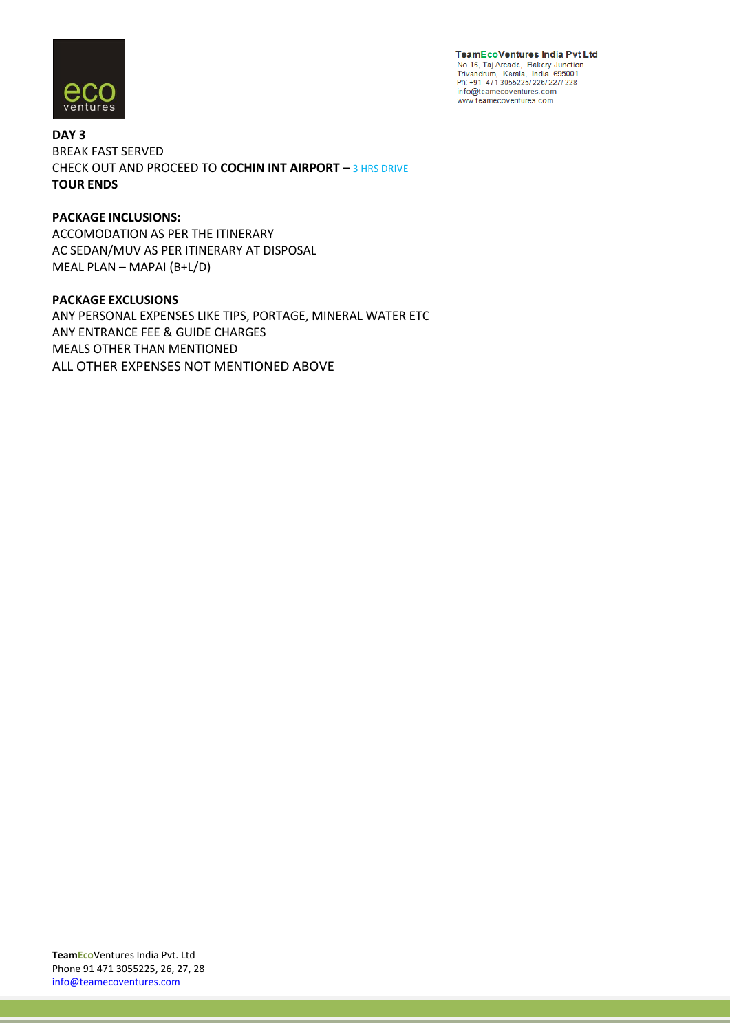**DAY 3**

BREAK FAST SERVED

CHECK OUT AND PROCEED TO **COCHIN INT AIRPORT –** 3 HRS DRIVE

**TOUR ENDS**

**PACKAGE INCLUSIONS:**

ACCOMODATION AS PER THE ITINERARY

AC SEDAN/MUV AS PER ITINERARY AT DISPOSAL

MEAL PLAN – MAPAI (B+L/D)

**PACKAGE EXCLUSIONS**

ANY PERSONAL EXPENSES LIKE TIPS, PORTAGE, MINERAL WATER ETC

ANY ENTRANCE FEE & GUIDE CHARGES

MEALS OTHER THAN MENTIONED

ALL OTHER EXPENSES NOT MENTIONED ABOVE